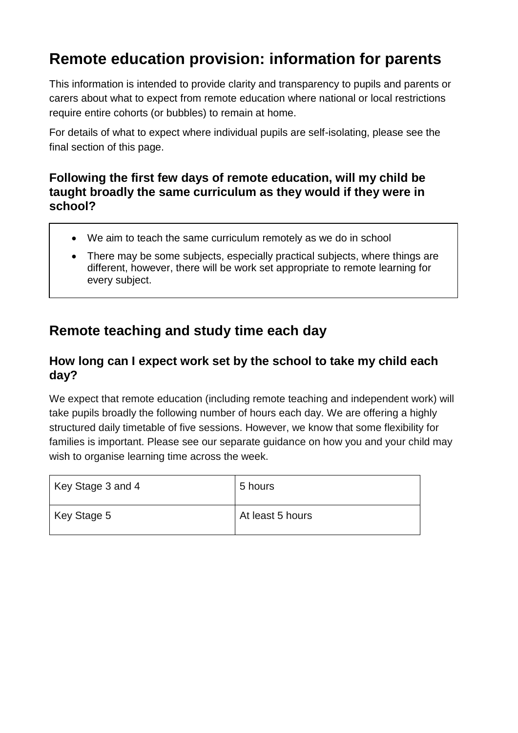# Remote education provision: information for parents

This information is intended to provide clarity and transparency to pupils and parents or carers about what to expect from remote education where national or local restrictions require entire cohorts (or bubbles) to remain at home.

For details of what to expect where individual pupils are self-isolating, please see the final section of this page.

### Following the first few days of remote education, will my child be taught broadly the same curriculum as they would if they were in school?

- We aim to teach the same curriculum remotely as we do in school
- There may be some subjects, especially practical subjects, where things are different, however, there will be work set appropriate to remote learning for every subject.

## Remote teaching and study time each day

### How long can I expect work set by the school to take my child each day?

We expect that remote education (including remote teaching and independent work) will take pupils broadly the following number of hours each day. We are offering a highly structured daily timetable of five sessions. However, we know that some flexibility for families is important. Please see our separate guidance on how you and your child may wish to organise learning time across the week.

| Key Stage 3 and 4 | 5 hours |
|---|---|
| Key Stage 5 | At least 5 hours |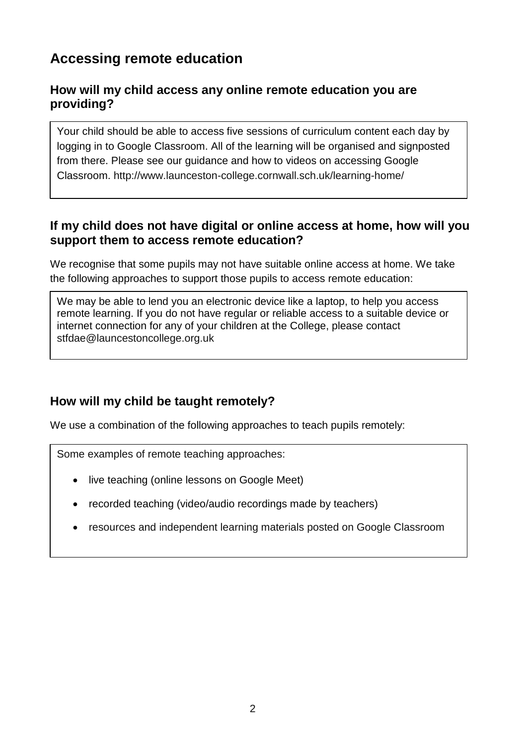## Accessing remote education

### How will my child access any online remote education you are providing?

Your child should be able to access five sessions of curriculum content each day by logging in to Google Classroom. All of the learning will be organised and signposted from there. Please see our guidance and how to videos on accessing Google Classroom. http://www.launceston-college.cornwall.sch.uk/learning-home/

### If my child does not have digital or online access at home, how will you support them to access remote education?

We recognise that some pupils may not have suitable online access at home. We take the following approaches to support those pupils to access remote education:

We may be able to lend you an electronic device like a laptop, to help you access remote learning. If you do not have regular or reliable access to a suitable device or internet connection for any of your children at the College, please contact stfdae@launcestoncollege.org.uk

### How will my child be taught remotely?

We use a combination of the following approaches to teach pupils remotely:

Some examples of remote teaching approaches:

- live teaching (online lessons on Google Meet)
- recorded teaching (video/audio recordings made by teachers)
- resources and independent learning materials posted on Google Classroom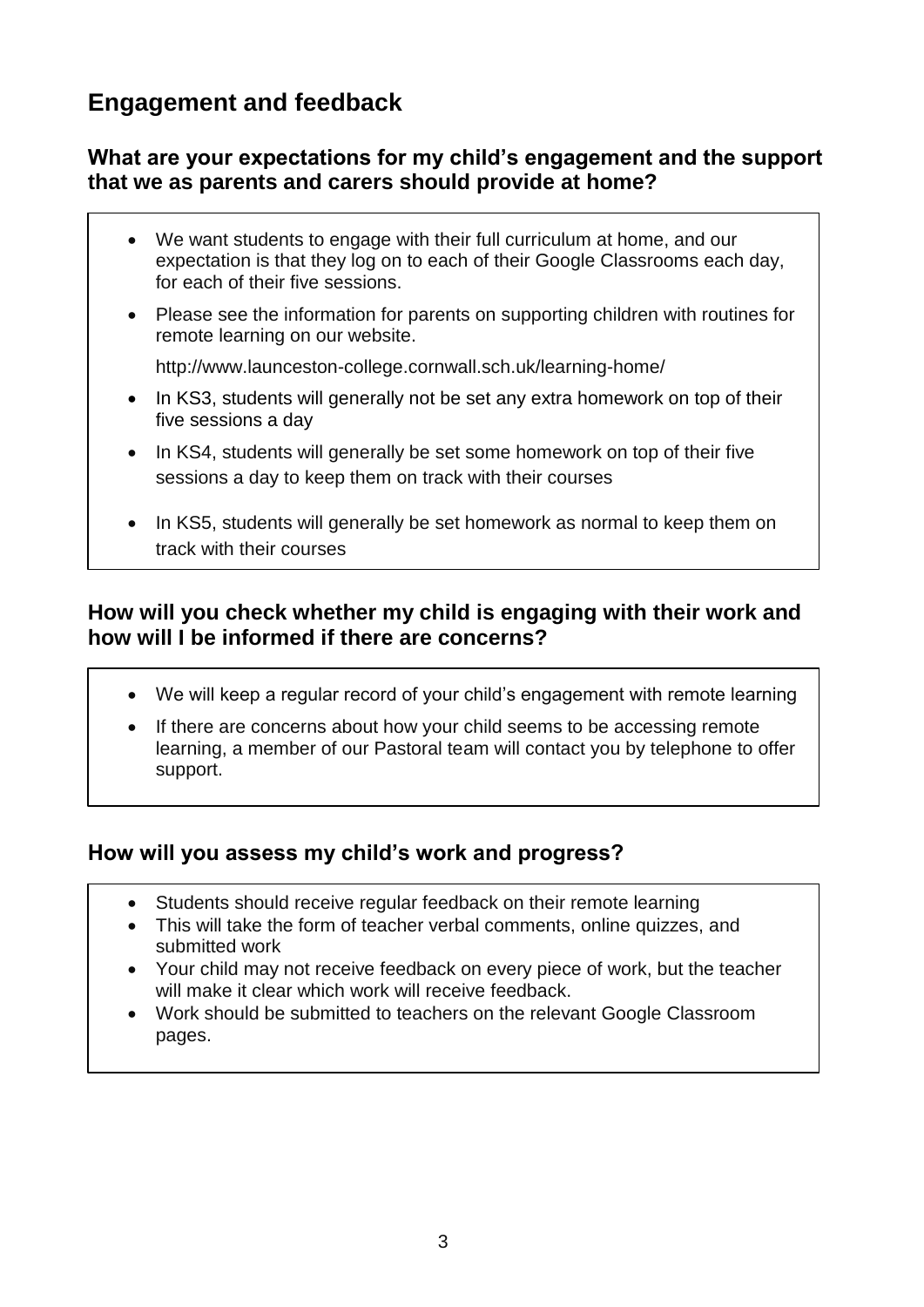## Engagement and feedback

### What are your expectations for my child's engagement and the support that we as parents and carers should provide at home?

- We want students to engage with their full curriculum at home, and our expectation is that they log on to each of their Google Classrooms each day, for each of their five sessions.
- Please see the information for parents on supporting children with routines for remote learning on our website.

  http://www.launceston-college.cornwall.sch.uk/learning-home/
- In KS3, students will generally not be set any extra homework on top of their five sessions a day
- In KS4, students will generally be set some homework on top of their five sessions a day to keep them on track with their courses
- In KS5, students will generally be set homework as normal to keep them on track with their courses

### How will you check whether my child is engaging with their work and how will I be informed if there are concerns?

- We will keep a regular record of your child's engagement with remote learning
- If there are concerns about how your child seems to be accessing remote learning, a member of our Pastoral team will contact you by telephone to offer support.

### How will you assess my child's work and progress?

- Students should receive regular feedback on their remote learning
- This will take the form of teacher verbal comments, online quizzes, and submitted work
- Your child may not receive feedback on every piece of work, but the teacher will make it clear which work will receive feedback.
- Work should be submitted to teachers on the relevant Google Classroom pages.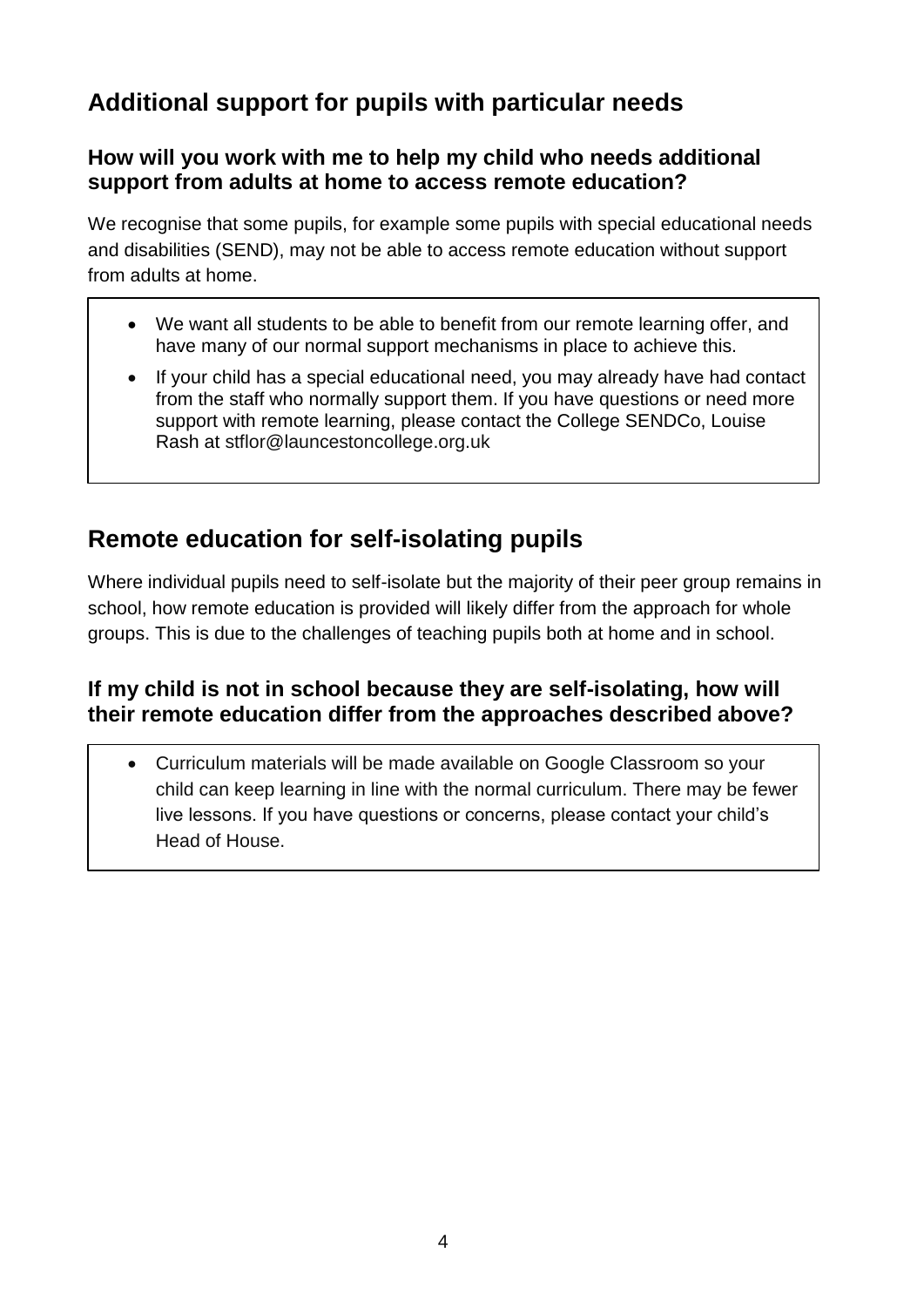## Additional support for pupils with particular needs

### How will you work with me to help my child who needs additional support from adults at home to access remote education?

We recognise that some pupils, for example some pupils with special educational needs and disabilities (SEND), may not be able to access remote education without support from adults at home.

- We want all students to be able to benefit from our remote learning offer, and have many of our normal support mechanisms in place to achieve this.
- If your child has a special educational need, you may already have had contact from the staff who normally support them. If you have questions or need more support with remote learning, please contact the College SENDCo, Louise Rash at stflor@launcestoncollege.org.uk

## Remote education for self-isolating pupils

Where individual pupils need to self-isolate but the majority of their peer group remains in school, how remote education is provided will likely differ from the approach for whole groups. This is due to the challenges of teaching pupils both at home and in school.

### If my child is not in school because they are self-isolating, how will their remote education differ from the approaches described above?

- Curriculum materials will be made available on Google Classroom so your child can keep learning in line with the normal curriculum. There may be fewer live lessons. If you have questions or concerns, please contact your child's Head of House.